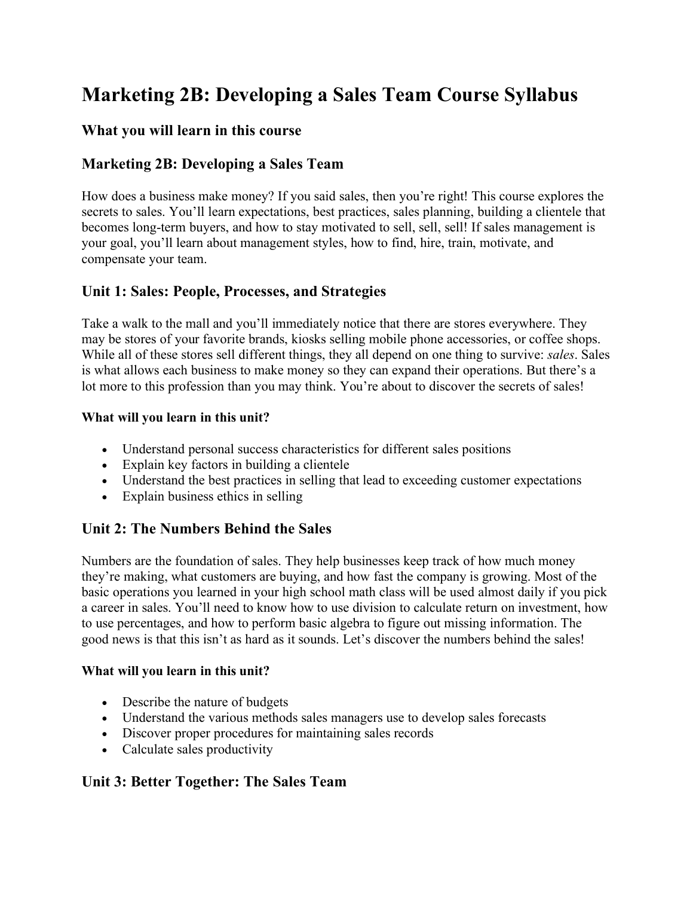# Marketing 2B: Developing a Sales Team Course Syllabus

## What you will learn in this course

## Marketing 2B: Developing a Sales Team

How does a business make money? If you said sales, then you're right! This course explores the secrets to sales. You'll learn expectations, best practices, sales planning, building a clientele that becomes long-term buyers, and how to stay motivated to sell, sell, sell! If sales management is your goal, you'll learn about management styles, how to find, hire, train, motivate, and compensate your team.

## Unit 1: Sales: People, Processes, and Strategies

Take a walk to the mall and you'll immediately notice that there are stores everywhere. They may be stores of your favorite brands, kiosks selling mobile phone accessories, or coffee shops. While all of these stores sell different things, they all depend on one thing to survive: *sales*. Sales is what allows each business to make money so they can expand their operations. But there's a lot more to this profession than you may think. You're about to discover the secrets of sales!

**What will you learn in this unit?**

- Understand personal success characteristics for different sales positions
- Explain key factors in building a clientele
- Understand the best practices in selling that lead to exceeding customer expectations
- Explain business ethics in selling

## Unit 2: The Numbers Behind the Sales

Numbers are the foundation of sales. They help businesses keep track of how much money they're making, what customers are buying, and how fast the company is growing. Most of the basic operations you learned in your high school math class will be used almost daily if you pick a career in sales. You'll need to know how to use division to calculate return on investment, how to use percentages, and how to perform basic algebra to figure out missing information. The good news is that this isn't as hard as it sounds. Let's discover the numbers behind the sales!

**What will you learn in this unit?**

- Describe the nature of budgets
- Understand the various methods sales managers use to develop sales forecasts
- Discover proper procedures for maintaining sales records
- Calculate sales productivity

## Unit 3: Better Together: The Sales Team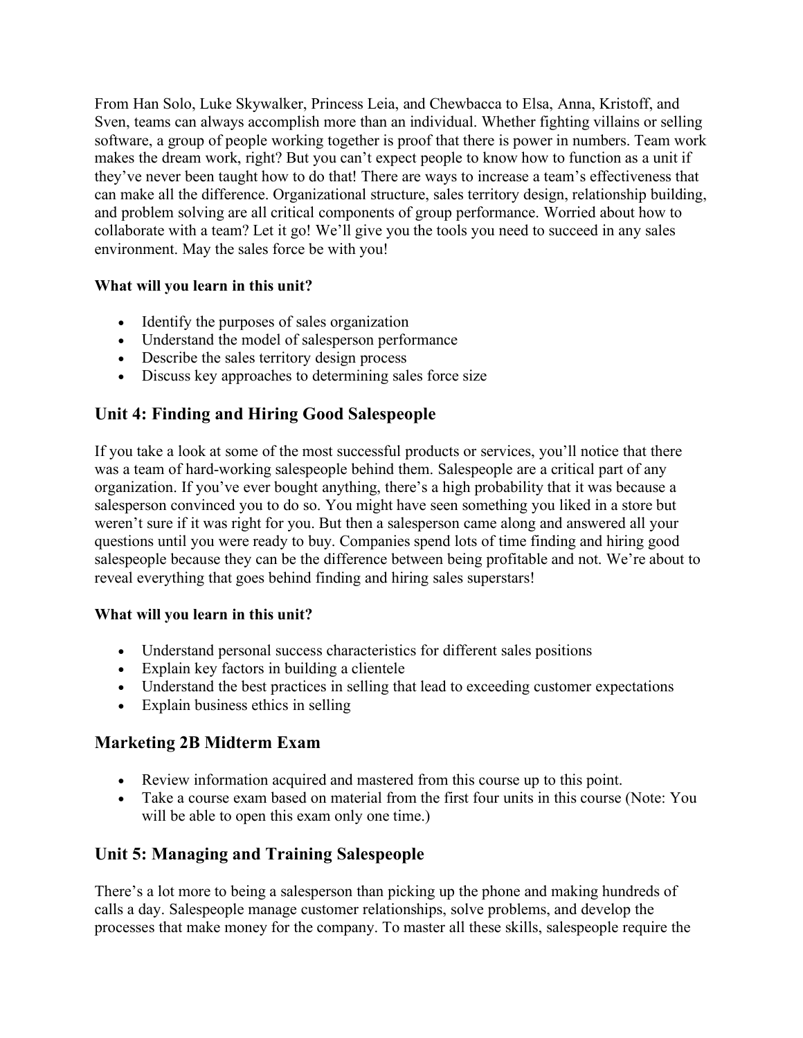From Han Solo, Luke Skywalker, Princess Leia, and Chewbacca to Elsa, Anna, Kristoff, and Sven, teams can always accomplish more than an individual. Whether fighting villains or selling software, a group of people working together is proof that there is power in numbers. Team work makes the dream work, right? But you can't expect people to know how to function as a unit if they've never been taught how to do that! There are ways to increase a team's effectiveness that can make all the difference. Organizational structure, sales territory design, relationship building, and problem solving are all critical components of group performance. Worried about how to collaborate with a team? Let it go! We'll give you the tools you need to succeed in any sales environment. May the sales force be with you!

**What will you learn in this unit?**

- Identify the purposes of sales organization
- Understand the model of salesperson performance
- Describe the sales territory design process
- Discuss key approaches to determining sales force size

## Unit 4: Finding and Hiring Good Salespeople

If you take a look at some of the most successful products or services, you'll notice that there was a team of hard-working salespeople behind them. Salespeople are a critical part of any organization. If you've ever bought anything, there's a high probability that it was because a salesperson convinced you to do so. You might have seen something you liked in a store but weren't sure if it was right for you. But then a salesperson came along and answered all your questions until you were ready to buy. Companies spend lots of time finding and hiring good salespeople because they can be the difference between being profitable and not. We're about to reveal everything that goes behind finding and hiring sales superstars!

**What will you learn in this unit?**

- Understand personal success characteristics for different sales positions
- Explain key factors in building a clientele
- Understand the best practices in selling that lead to exceeding customer expectations
- Explain business ethics in selling

## Marketing 2B Midterm Exam

- Review information acquired and mastered from this course up to this point.
- Take a course exam based on material from the first four units in this course (Note: You will be able to open this exam only one time.)

## Unit 5: Managing and Training Salespeople

There's a lot more to being a salesperson than picking up the phone and making hundreds of calls a day. Salespeople manage customer relationships, solve problems, and develop the processes that make money for the company. To master all these skills, salespeople require the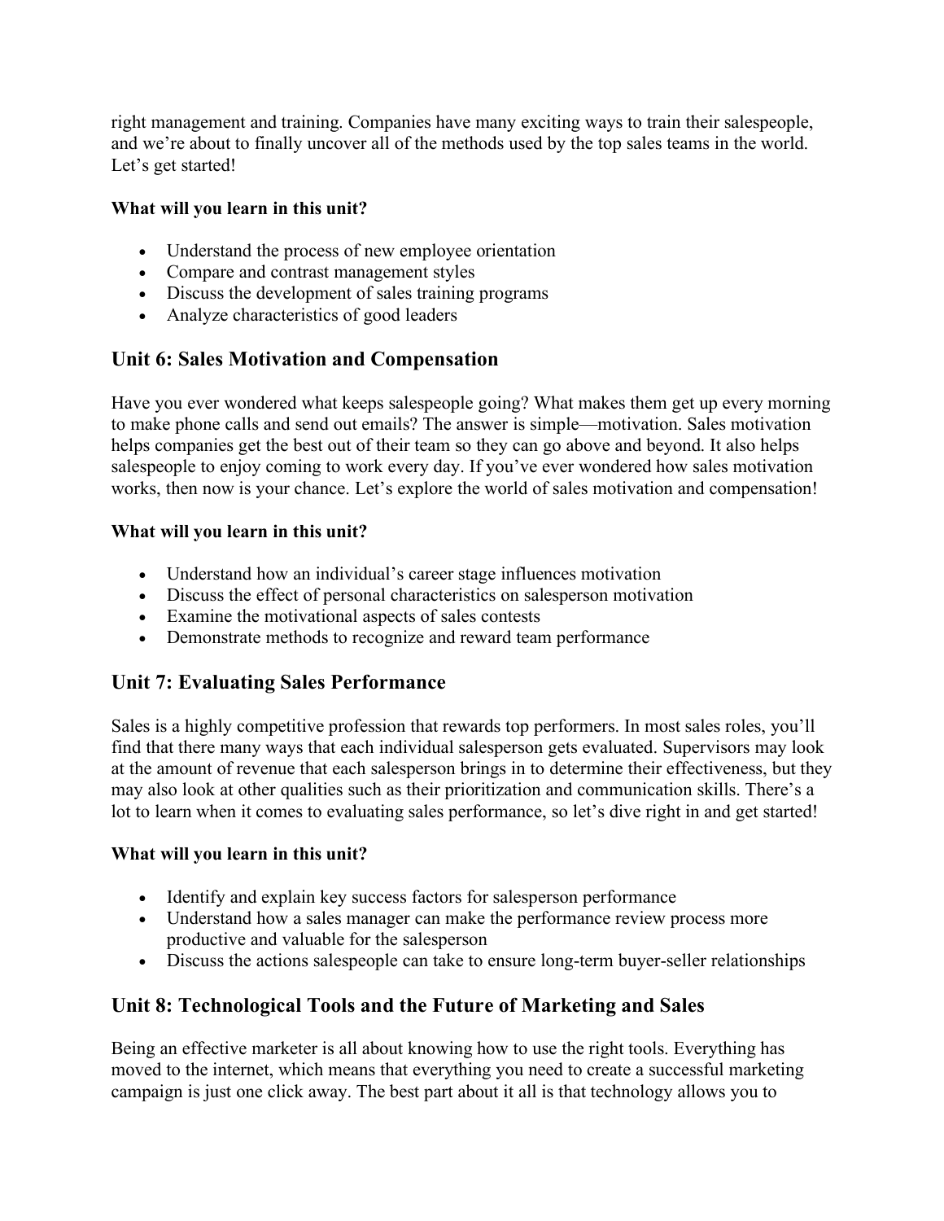right management and training. Companies have many exciting ways to train their salespeople, and we're about to finally uncover all of the methods used by the top sales teams in the world. Let's get started!

**What will you learn in this unit?**

- Understand the process of new employee orientation
- Compare and contrast management styles
- Discuss the development of sales training programs
- Analyze characteristics of good leaders

## Unit 6: Sales Motivation and Compensation

Have you ever wondered what keeps salespeople going? What makes them get up every morning to make phone calls and send out emails? The answer is simple—motivation. Sales motivation helps companies get the best out of their team so they can go above and beyond. It also helps salespeople to enjoy coming to work every day. If you've ever wondered how sales motivation works, then now is your chance. Let's explore the world of sales motivation and compensation!

**What will you learn in this unit?**

- Understand how an individual's career stage influences motivation
- Discuss the effect of personal characteristics on salesperson motivation
- Examine the motivational aspects of sales contests
- Demonstrate methods to recognize and reward team performance

## Unit 7: Evaluating Sales Performance

Sales is a highly competitive profession that rewards top performers. In most sales roles, you'll find that there many ways that each individual salesperson gets evaluated. Supervisors may look at the amount of revenue that each salesperson brings in to determine their effectiveness, but they may also look at other qualities such as their prioritization and communication skills. There's a lot to learn when it comes to evaluating sales performance, so let's dive right in and get started!

**What will you learn in this unit?**

- Identify and explain key success factors for salesperson performance
- Understand how a sales manager can make the performance review process more productive and valuable for the salesperson
- Discuss the actions salespeople can take to ensure long-term buyer-seller relationships

## Unit 8: Technological Tools and the Future of Marketing and Sales

Being an effective marketer is all about knowing how to use the right tools. Everything has moved to the internet, which means that everything you need to create a successful marketing campaign is just one click away. The best part about it all is that technology allows you to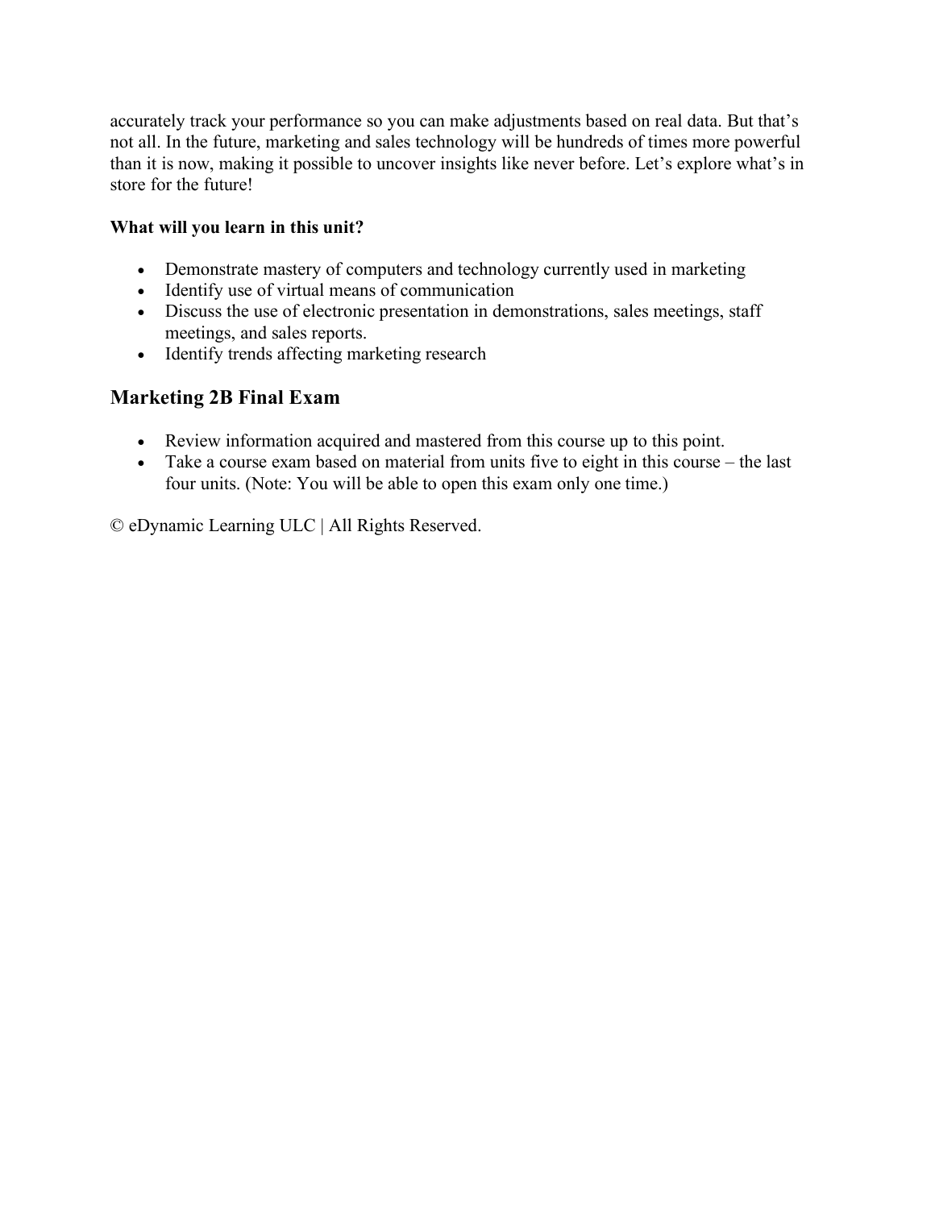accurately track your performance so you can make adjustments based on real data. But that's not all. In the future, marketing and sales technology will be hundreds of times more powerful than it is now, making it possible to uncover insights like never before. Let's explore what's in store for the future!

**What will you learn in this unit?**

- Demonstrate mastery of computers and technology currently used in marketing
- Identify use of virtual means of communication
- Discuss the use of electronic presentation in demonstrations, sales meetings, staff meetings, and sales reports.
- Identify trends affecting marketing research

## Marketing 2B Final Exam

- Review information acquired and mastered from this course up to this point.
- Take a course exam based on material from units five to eight in this course – the last four units. (Note: You will be able to open this exam only one time.)

© eDynamic Learning ULC | All Rights Reserved.